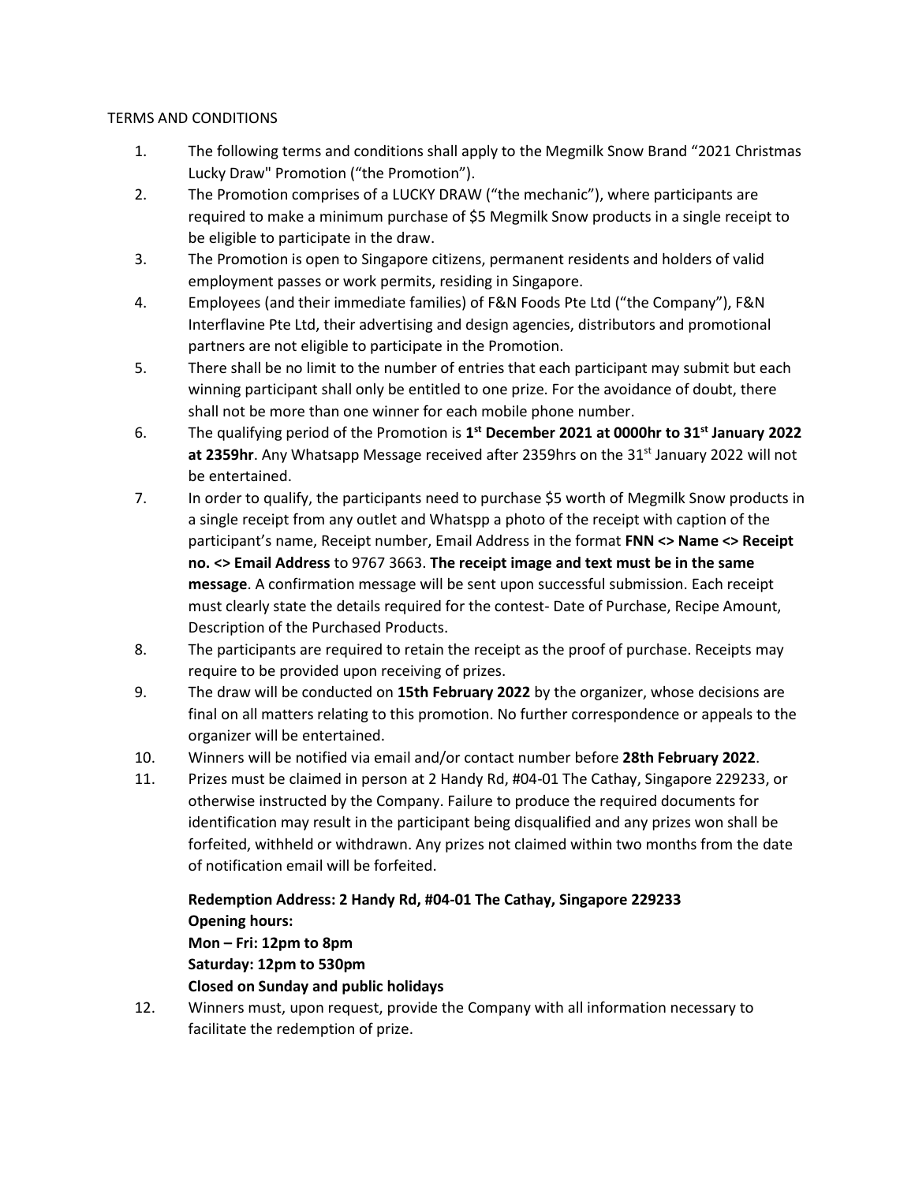TERMS AND CONDITIONS

1. The following terms and conditions shall apply to the Megmilk Snow Brand "2021 Christmas Lucky Draw" Promotion ("the Promotion").
2. The Promotion comprises of a LUCKY DRAW ("the mechanic"), where participants are required to make a minimum purchase of $5 Megmilk Snow products in a single receipt to be eligible to participate in the draw.
3. The Promotion is open to Singapore citizens, permanent residents and holders of valid employment passes or work permits, residing in Singapore.
4. Employees (and their immediate families) of F&N Foods Pte Ltd ("the Company"), F&N Interflavine Pte Ltd, their advertising and design agencies, distributors and promotional partners are not eligible to participate in the Promotion.
5. There shall be no limit to the number of entries that each participant may submit but each winning participant shall only be entitled to one prize. For the avoidance of doubt, there shall not be more than one winner for each mobile phone number.
6. The qualifying period of the Promotion is **1st December 2021 at 0000hr to 31st January 2022 at 2359hr**. Any Whatsapp Message received after 2359hrs on the 31st January 2022 will not be entertained.
7. In order to qualify, the participants need to purchase $5 worth of Megmilk Snow products in a single receipt from any outlet and Whatspp a photo of the receipt with caption of the participant's name, Receipt number, Email Address in the format **FNN <> Name <> Receipt no. <> Email Address** to 9767 3663. **The receipt image and text must be in the same message**. A confirmation message will be sent upon successful submission. Each receipt must clearly state the details required for the contest- Date of Purchase, Recipe Amount, Description of the Purchased Products.
8. The participants are required to retain the receipt as the proof of purchase. Receipts may require to be provided upon receiving of prizes.
9. The draw will be conducted on **15th February 2022** by the organizer, whose decisions are final on all matters relating to this promotion. No further correspondence or appeals to the organizer will be entertained.
10. Winners will be notified via email and/or contact number before **28th February 2022**.
11. Prizes must be claimed in person at 2 Handy Rd, #04-01 The Cathay, Singapore 229233, or otherwise instructed by the Company. Failure to produce the required documents for identification may result in the participant being disqualified and any prizes won shall be forfeited, withheld or withdrawn. Any prizes not claimed within two months from the date of notification email will be forfeited.

    **Redemption Address: 2 Handy Rd, #04-01 The Cathay, Singapore 229233**
    **Opening hours:**
    **Mon – Fri: 12pm to 8pm**
    **Saturday: 12pm to 530pm**
    **Closed on Sunday and public holidays**

12. Winners must, upon request, provide the Company with all information necessary to facilitate the redemption of prize.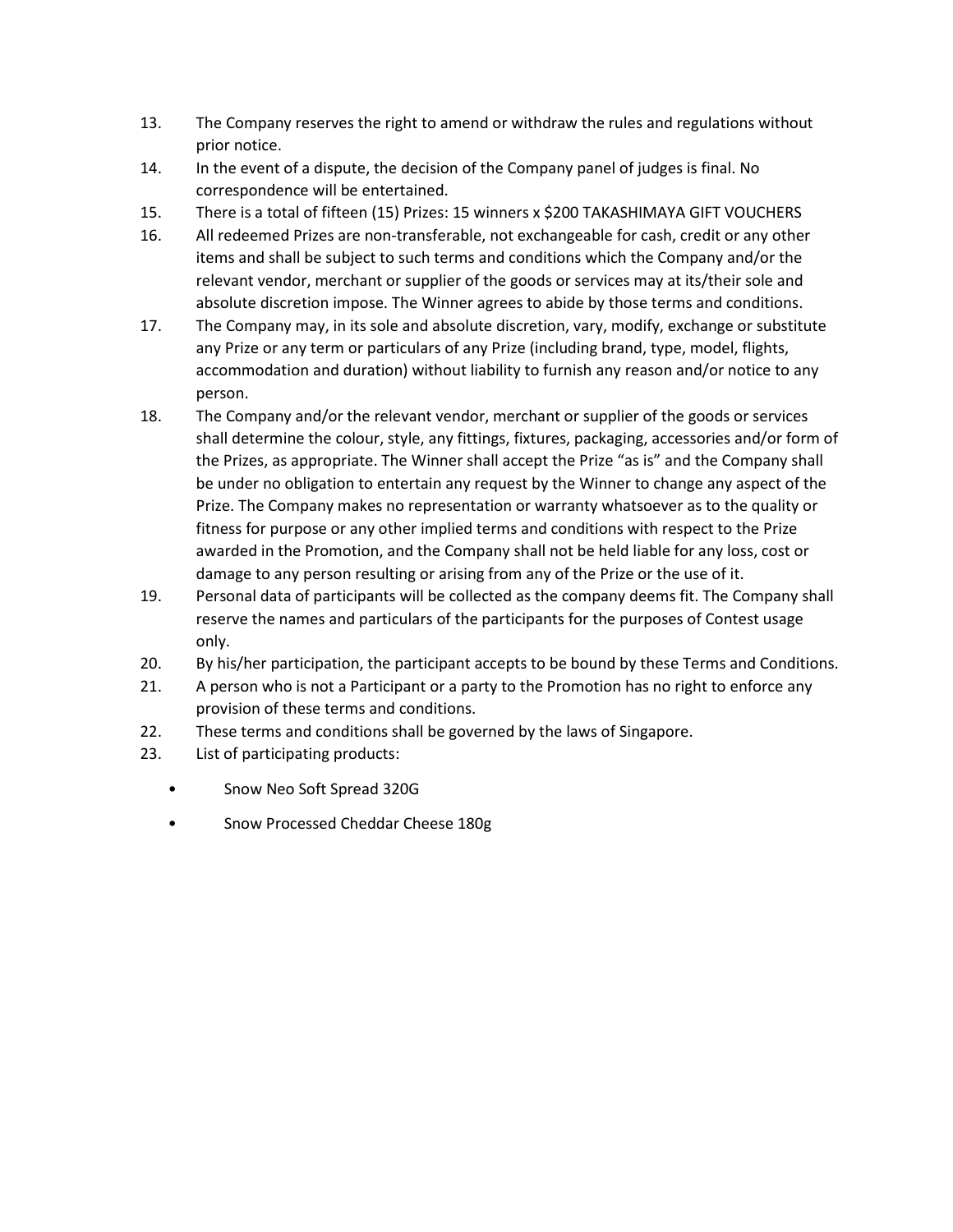13. The Company reserves the right to amend or withdraw the rules and regulations without prior notice.
14. In the event of a dispute, the decision of the Company panel of judges is final. No correspondence will be entertained.
15. There is a total of fifteen (15) Prizes: 15 winners x $200 TAKASHIMAYA GIFT VOUCHERS
16. All redeemed Prizes are non-transferable, not exchangeable for cash, credit or any other items and shall be subject to such terms and conditions which the Company and/or the relevant vendor, merchant or supplier of the goods or services may at its/their sole and absolute discretion impose. The Winner agrees to abide by those terms and conditions.
17. The Company may, in its sole and absolute discretion, vary, modify, exchange or substitute any Prize or any term or particulars of any Prize (including brand, type, model, flights, accommodation and duration) without liability to furnish any reason and/or notice to any person.
18. The Company and/or the relevant vendor, merchant or supplier of the goods or services shall determine the colour, style, any fittings, fixtures, packaging, accessories and/or form of the Prizes, as appropriate. The Winner shall accept the Prize "as is" and the Company shall be under no obligation to entertain any request by the Winner to change any aspect of the Prize. The Company makes no representation or warranty whatsoever as to the quality or fitness for purpose or any other implied terms and conditions with respect to the Prize awarded in the Promotion, and the Company shall not be held liable for any loss, cost or damage to any person resulting or arising from any of the Prize or the use of it.
19. Personal data of participants will be collected as the company deems fit. The Company shall reserve the names and particulars of the participants for the purposes of Contest usage only.
20. By his/her participation, the participant accepts to be bound by these Terms and Conditions.
21. A person who is not a Participant or a party to the Promotion has no right to enforce any provision of these terms and conditions.
22. These terms and conditions shall be governed by the laws of Singapore.
23. List of participating products:
    - Snow Neo Soft Spread 320G
    - Snow Processed Cheddar Cheese 180g